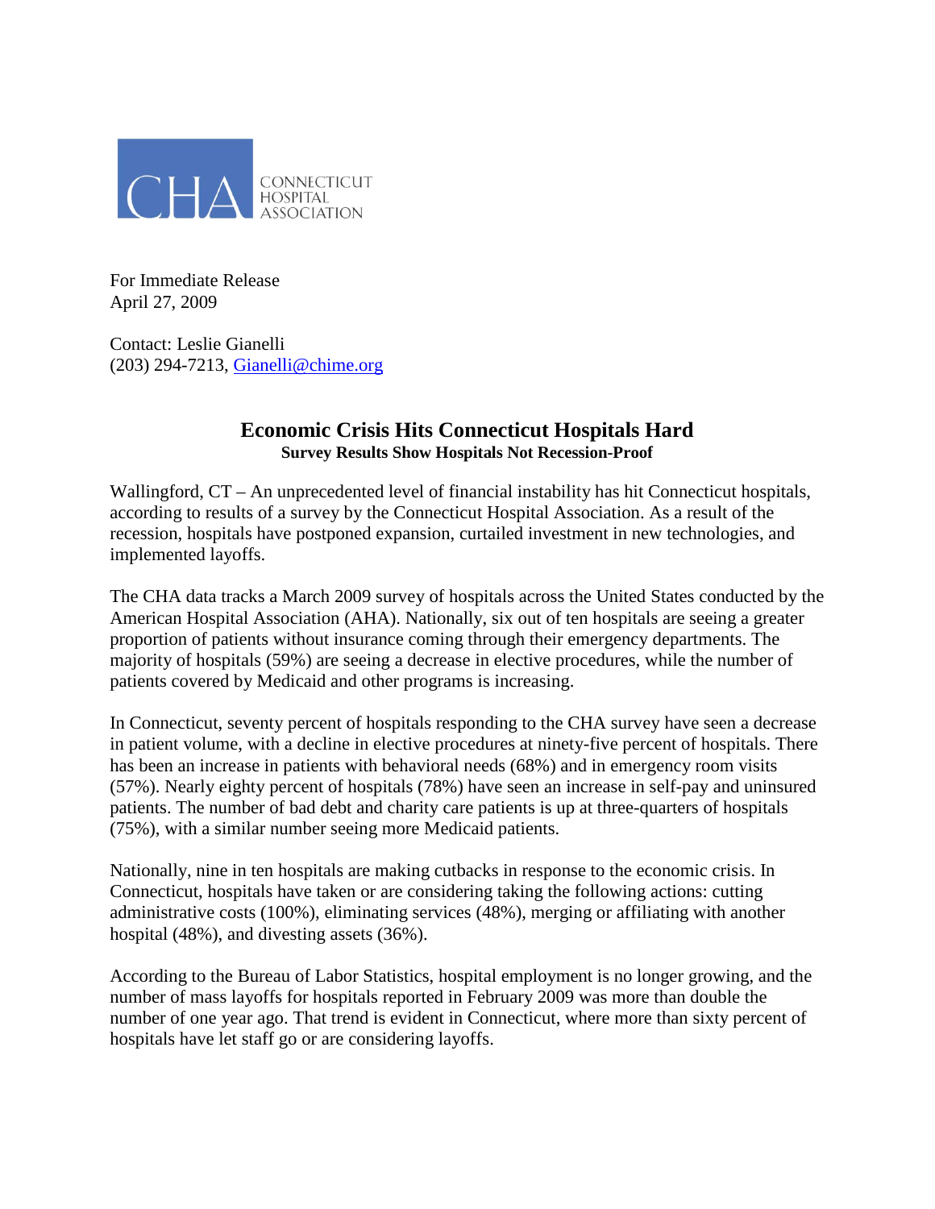CHA CONNECTICUT HOSPITAL ASSOCIATION

For Immediate Release
April 27, 2009

Contact: Leslie Gianelli
(203) 294-7213, Gianelli@chime.org

# Economic Crisis Hits Connecticut Hospitals Hard

**Survey Results Show Hospitals Not Recession-Proof**

Wallingford, CT – An unprecedented level of financial instability has hit Connecticut hospitals, according to results of a survey by the Connecticut Hospital Association. As a result of the recession, hospitals have postponed expansion, curtailed investment in new technologies, and implemented layoffs.

The CHA data tracks a March 2009 survey of hospitals across the United States conducted by the American Hospital Association (AHA). Nationally, six out of ten hospitals are seeing a greater proportion of patients without insurance coming through their emergency departments. The majority of hospitals (59%) are seeing a decrease in elective procedures, while the number of patients covered by Medicaid and other programs is increasing.

In Connecticut, seventy percent of hospitals responding to the CHA survey have seen a decrease in patient volume, with a decline in elective procedures at ninety-five percent of hospitals. There has been an increase in patients with behavioral needs (68%) and in emergency room visits (57%). Nearly eighty percent of hospitals (78%) have seen an increase in self-pay and uninsured patients. The number of bad debt and charity care patients is up at three-quarters of hospitals (75%), with a similar number seeing more Medicaid patients.

Nationally, nine in ten hospitals are making cutbacks in response to the economic crisis. In Connecticut, hospitals have taken or are considering taking the following actions: cutting administrative costs (100%), eliminating services (48%), merging or affiliating with another hospital (48%), and divesting assets (36%).

According to the Bureau of Labor Statistics, hospital employment is no longer growing, and the number of mass layoffs for hospitals reported in February 2009 was more than double the number of one year ago. That trend is evident in Connecticut, where more than sixty percent of hospitals have let staff go or are considering layoffs.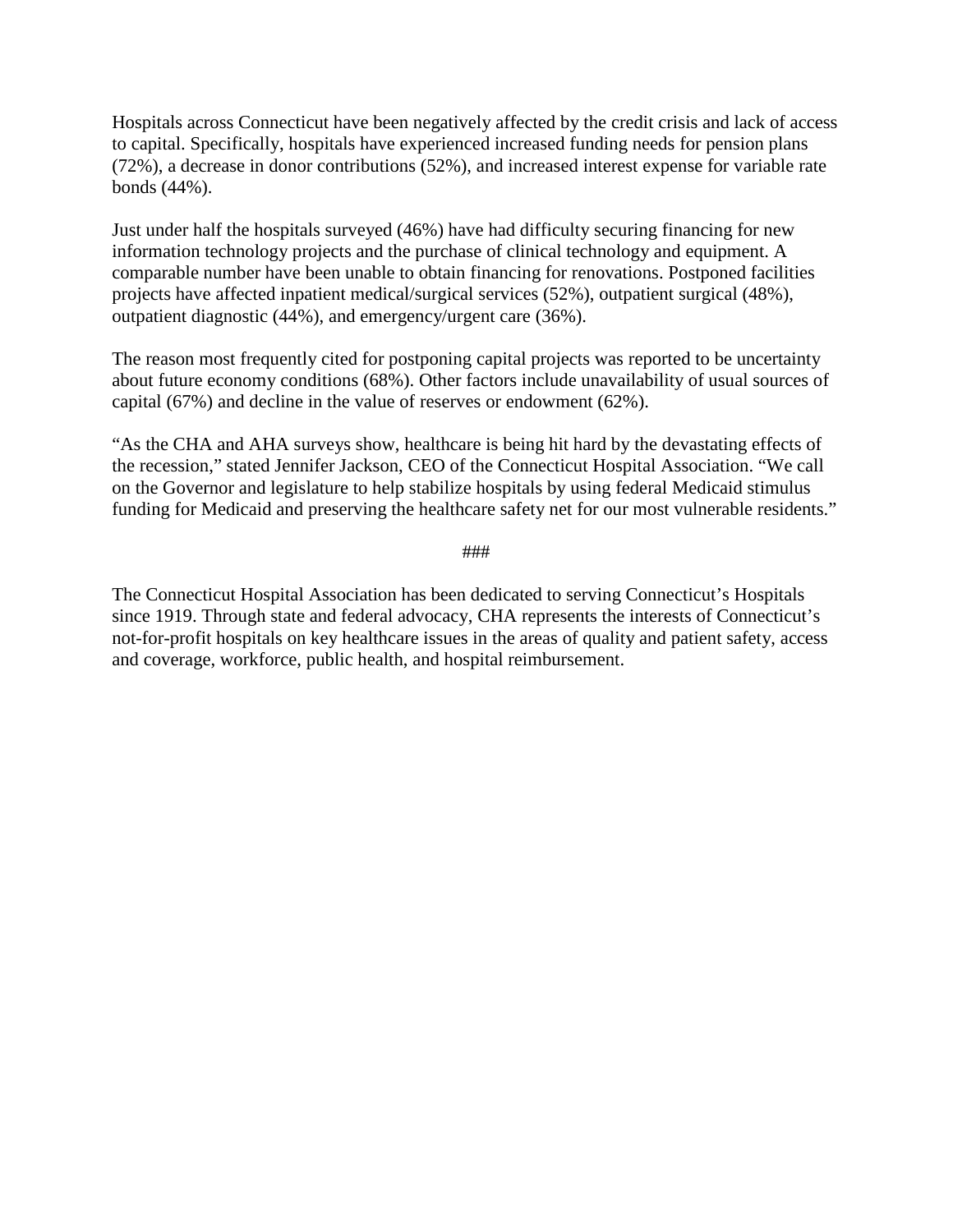Hospitals across Connecticut have been negatively affected by the credit crisis and lack of access to capital. Specifically, hospitals have experienced increased funding needs for pension plans (72%), a decrease in donor contributions (52%), and increased interest expense for variable rate bonds (44%).

Just under half the hospitals surveyed (46%) have had difficulty securing financing for new information technology projects and the purchase of clinical technology and equipment. A comparable number have been unable to obtain financing for renovations. Postponed facilities projects have affected inpatient medical/surgical services (52%), outpatient surgical (48%), outpatient diagnostic (44%), and emergency/urgent care (36%).

The reason most frequently cited for postponing capital projects was reported to be uncertainty about future economy conditions (68%). Other factors include unavailability of usual sources of capital (67%) and decline in the value of reserves or endowment (62%).

"As the CHA and AHA surveys show, healthcare is being hit hard by the devastating effects of the recession," stated Jennifer Jackson, CEO of the Connecticut Hospital Association. "We call on the Governor and legislature to help stabilize hospitals by using federal Medicaid stimulus funding for Medicaid and preserving the healthcare safety net for our most vulnerable residents."

###

The Connecticut Hospital Association has been dedicated to serving Connecticut's Hospitals since 1919. Through state and federal advocacy, CHA represents the interests of Connecticut's not-for-profit hospitals on key healthcare issues in the areas of quality and patient safety, access and coverage, workforce, public health, and hospital reimbursement.